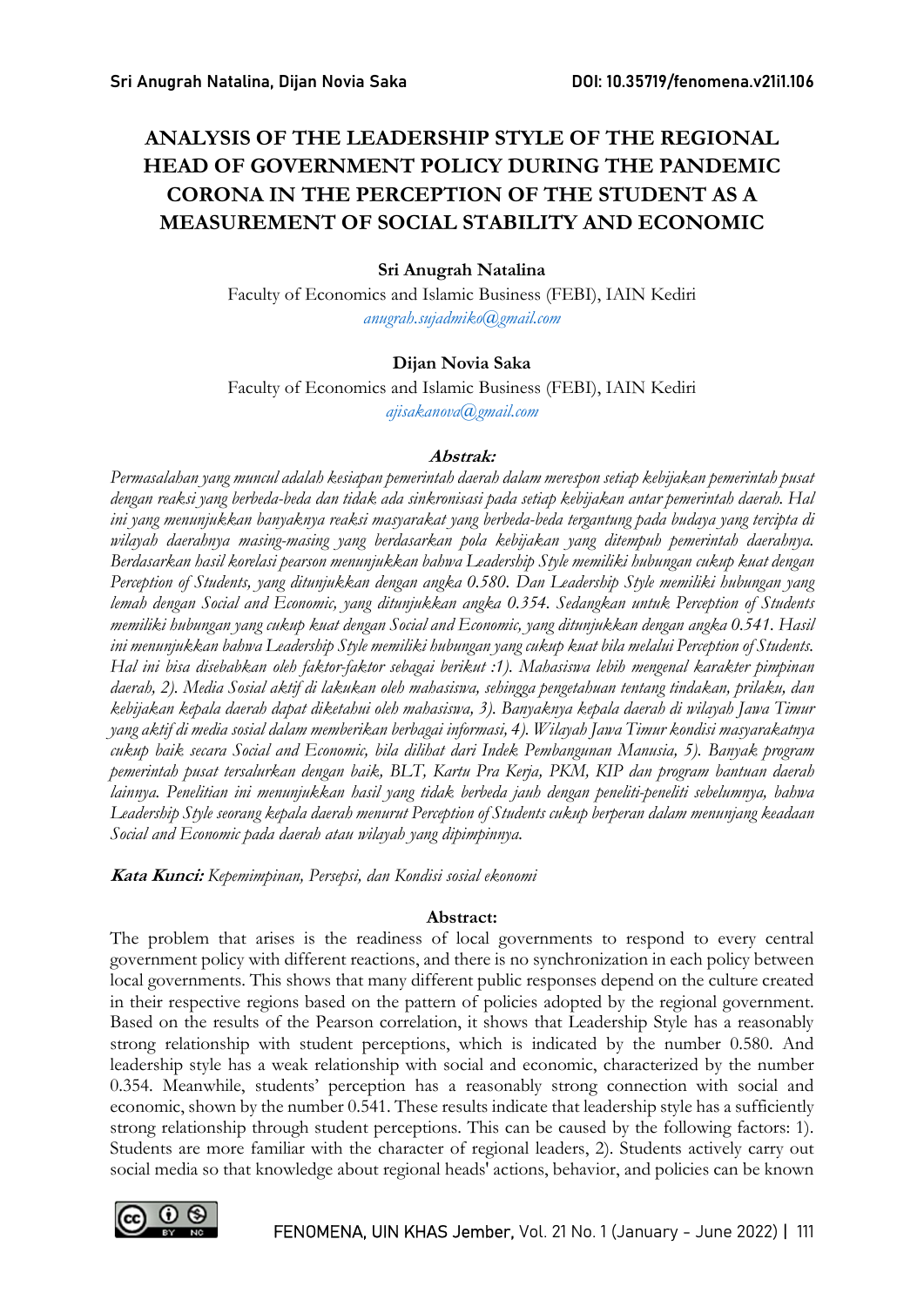# ANALYSIS OF THE LEADERSHIP STYLE OF THE REGIONAL HEAD OF GOVERNMENT POLICY DURING THE PANDEMIC CORONA IN THE PERCEPTION OF THE STUDENT AS A MEASUREMENT OF SOCIAL STABILITY AND ECONOMIC

**Sri Anugrah Natalina**
Faculty of Economics and Islamic Business (FEBI), IAIN Kediri
*anugrah.sujadmiko@gmail.com*

**Dijan Novia Saka**
Faculty of Economics and Islamic Business (FEBI), IAIN Kediri
*ajisakanova@gmail.com*

**Abstrak:**

*Permasalahan yang muncul adalah kesiapan pemerintah daerah dalam merespon setiap kebijakan pemerintah pusat dengan reaksi yang berbeda-beda dan tidak ada sinkronisasi pada setiap kebijakan antar pemerintah daerah. Hal ini yang menunjukkan banyaknya reaksi masyarakat yang berbeda-beda tergantung pada budaya yang tercipta di wilayah daerahnya masing-masing yang berdasarkan pola kebijakan yang ditempuh pemerintah daerahnya. Berdasarkan hasil korelasi pearson menunjukkan bahwa Leadership Style memiliki hubungan cukup kuat dengan Perception of Students, yang ditunjukkan dengan angka 0.580. Dan Leadership Style memiliki hubungan yang lemah dengan Social and Economic, yang ditunjukkan angka 0.354. Sedangkan untuk Perception of Students memiliki hubungan yang cukup kuat dengan Social and Economic, yang ditunjukkan dengan angka 0.541. Hasil ini menunjukkan bahwa Leadership Style memiliki hubungan yang cukup kuat bila melalui Perception of Students. Hal ini bisa disebabkan oleh faktor-faktor sebagai berikut :1). Mahasiswa lebih mengenal karakter pimpinan daerah, 2). Media Sosial aktif di lakukan oleh mahasiswa, sehingga pengetahuan tentang tindakan, prilaku, dan kebijakan kepala daerah dapat diketahui oleh mahasiswa, 3). Banyaknya kepala daerah di wilayah Jawa Timur yang aktif di media sosial dalam memberikan berbagai informasi, 4). Wilayah Jawa Timur kondisi masyarakatnya cukup baik secara Social and Economic, bila dilihat dari Indek Pembangunan Manusia, 5). Banyak program pemerintah pusat tersalurkan dengan baik, BLT, Kartu Pra Kerja, PKM, KIP dan program bantuan daerah lainnya. Penelitian ini menunjukkan hasil yang tidak berbeda jauh dengan peneliti-peneliti sebelumnya, bahwa Leadership Style seorang kepala daerah menurut Perception of Students cukup berperan dalam menunjang keadaan Social and Economic pada daerah atau wilayah yang dipimpinnya.*

**Kata Kunci:** *Kepemimpinan, Persepsi, dan Kondisi sosial ekonomi*

**Abstract:**

The problem that arises is the readiness of local governments to respond to every central government policy with different reactions, and there is no synchronization in each policy between local governments. This shows that many different public responses depend on the culture created in their respective regions based on the pattern of policies adopted by the regional government. Based on the results of the Pearson correlation, it shows that Leadership Style has a reasonably strong relationship with student perceptions, which is indicated by the number 0.580. And leadership style has a weak relationship with social and economic, characterized by the number 0.354. Meanwhile, students' perception has a reasonably strong connection with social and economic, shown by the number 0.541. These results indicate that leadership style has a sufficiently strong relationship through student perceptions. This can be caused by the following factors: 1). Students are more familiar with the character of regional leaders, 2). Students actively carry out social media so that knowledge about regional heads' actions, behavior, and policies can be known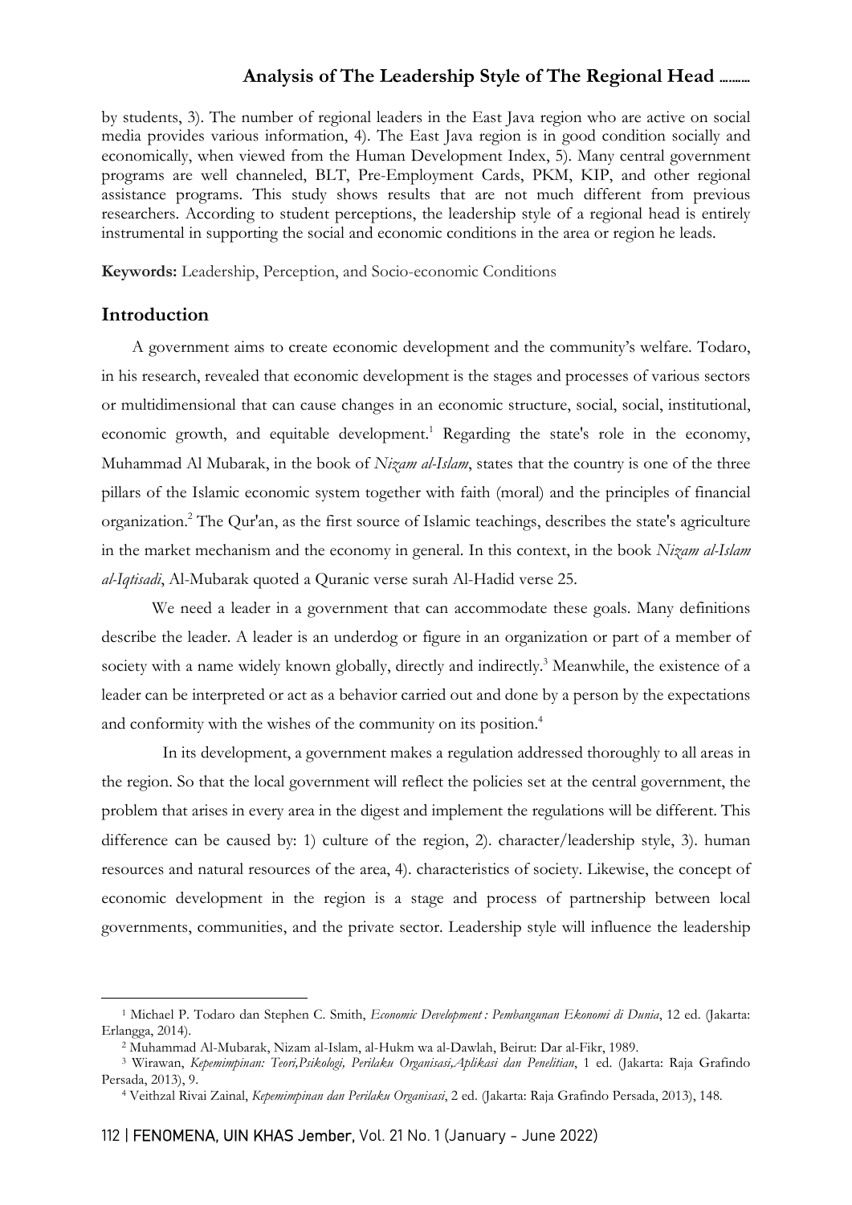by students, 3). The number of regional leaders in the East Java region who are active on social media provides various information, 4). The East Java region is in good condition socially and economically, when viewed from the Human Development Index, 5). Many central government programs are well channeled, BLT, Pre-Employment Cards, PKM, KIP, and other regional assistance programs. This study shows results that are not much different from previous researchers. According to student perceptions, the leadership style of a regional head is entirely instrumental in supporting the social and economic conditions in the area or region he leads.

**Keywords:** Leadership, Perception, and Socio-economic Conditions

## Introduction

A government aims to create economic development and the community's welfare. Todaro, in his research, revealed that economic development is the stages and processes of various sectors or multidimensional that can cause changes in an economic structure, social, social, institutional, economic growth, and equitable development.[1] Regarding the state's role in the economy, Muhammad Al Mubarak, in the book of *Nizam al-Islam*, states that the country is one of the three pillars of the Islamic economic system together with faith (moral) and the principles of financial organization.[2] The Qur'an, as the first source of Islamic teachings, describes the state's agriculture in the market mechanism and the economy in general. In this context, in the book *Nizam al-Islam al-Iqtisadi*, Al-Mubarak quoted a Quranic verse surah Al-Hadid verse 25.

We need a leader in a government that can accommodate these goals. Many definitions describe the leader. A leader is an underdog or figure in an organization or part of a member of society with a name widely known globally, directly and indirectly.[3] Meanwhile, the existence of a leader can be interpreted or act as a behavior carried out and done by a person by the expectations and conformity with the wishes of the community on its position.[4]

In its development, a government makes a regulation addressed thoroughly to all areas in the region. So that the local government will reflect the policies set at the central government, the problem that arises in every area in the digest and implement the regulations will be different. This difference can be caused by: 1) culture of the region, 2). character/leadership style, 3). human resources and natural resources of the area, 4). characteristics of society. Likewise, the concept of economic development in the region is a stage and process of partnership between local governments, communities, and the private sector. Leadership style will influence the leadership

---

[1] Michael P. Todaro dan Stephen C. Smith, *Economic Development : Pembangunan Ekonomi di Dunia*, 12 ed. (Jakarta: Erlangga, 2014).

[2] Muhammad Al-Mubarak, Nizam al-Islam, al-Hukm wa al-Dawlah, Beirut: Dar al-Fikr, 1989.

[3] Wirawan, *Kepemimpinan: Teori,Psikologi, Perilaku Organisasi,Aplikasi dan Penelitian*, 1 ed. (Jakarta: Raja Grafindo Persada, 2013), 9.

[4] Veithzal Rivai Zainal, *Kepemimpinan dan Perilaku Organisasi*, 2 ed. (Jakarta: Raja Grafindo Persada, 2013), 148.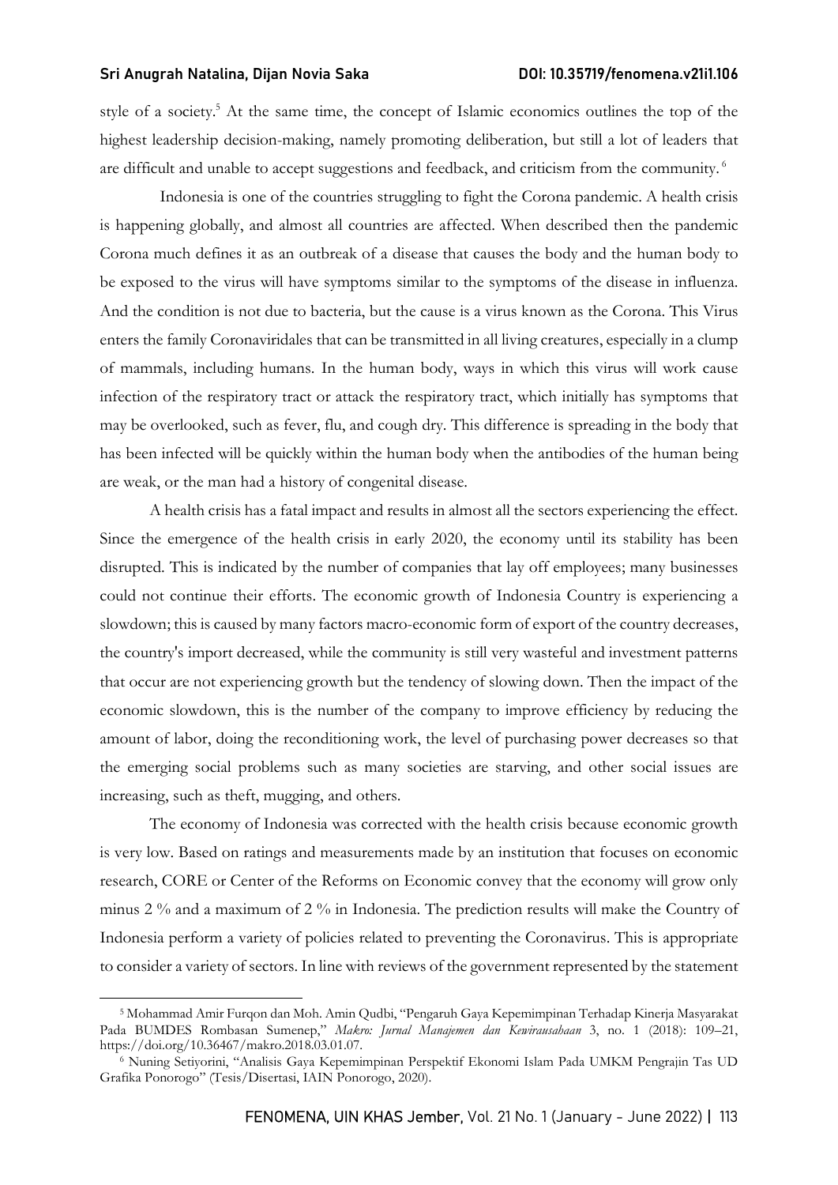style of a society.[5] At the same time, the concept of Islamic economics outlines the top of the highest leadership decision-making, namely promoting deliberation, but still a lot of leaders that are difficult and unable to accept suggestions and feedback, and criticism from the community.[6]

Indonesia is one of the countries struggling to fight the Corona pandemic. A health crisis is happening globally, and almost all countries are affected. When described then the pandemic Corona much defines it as an outbreak of a disease that causes the body and the human body to be exposed to the virus will have symptoms similar to the symptoms of the disease in influenza. And the condition is not due to bacteria, but the cause is a virus known as the Corona. This Virus enters the family Coronaviridales that can be transmitted in all living creatures, especially in a clump of mammals, including humans. In the human body, ways in which this virus will work cause infection of the respiratory tract or attack the respiratory tract, which initially has symptoms that may be overlooked, such as fever, flu, and cough dry. This difference is spreading in the body that has been infected will be quickly within the human body when the antibodies of the human being are weak, or the man had a history of congenital disease.

A health crisis has a fatal impact and results in almost all the sectors experiencing the effect. Since the emergence of the health crisis in early 2020, the economy until its stability has been disrupted. This is indicated by the number of companies that lay off employees; many businesses could not continue their efforts. The economic growth of Indonesia Country is experiencing a slowdown; this is caused by many factors macro-economic form of export of the country decreases, the country's import decreased, while the community is still very wasteful and investment patterns that occur are not experiencing growth but the tendency of slowing down. Then the impact of the economic slowdown, this is the number of the company to improve efficiency by reducing the amount of labor, doing the reconditioning work, the level of purchasing power decreases so that the emerging social problems such as many societies are starving, and other social issues are increasing, such as theft, mugging, and others.

The economy of Indonesia was corrected with the health crisis because economic growth is very low. Based on ratings and measurements made by an institution that focuses on economic research, CORE or Center of the Reforms on Economic convey that the economy will grow only minus 2 % and a maximum of 2 % in Indonesia. The prediction results will make the Country of Indonesia perform a variety of policies related to preventing the Coronavirus. This is appropriate to consider a variety of sectors. In line with reviews of the government represented by the statement

---

[5] Mohammad Amir Furqon dan Moh. Amin Qudbi, "Pengaruh Gaya Kepemimpinan Terhadap Kinerja Masyarakat Pada BUMDES Rombasan Sumenep," *Makro: Jurnal Manajemen dan Kewirausahaan* 3, no. 1 (2018): 109–21, https://doi.org/10.36467/makro.2018.03.01.07.

[6] Nuning Setiyorini, "Analisis Gaya Kepemimpinan Perspektif Ekonomi Islam Pada UMKM Pengrajin Tas UD Grafika Ponorogo" (Tesis/Disertasi, IAIN Ponorogo, 2020).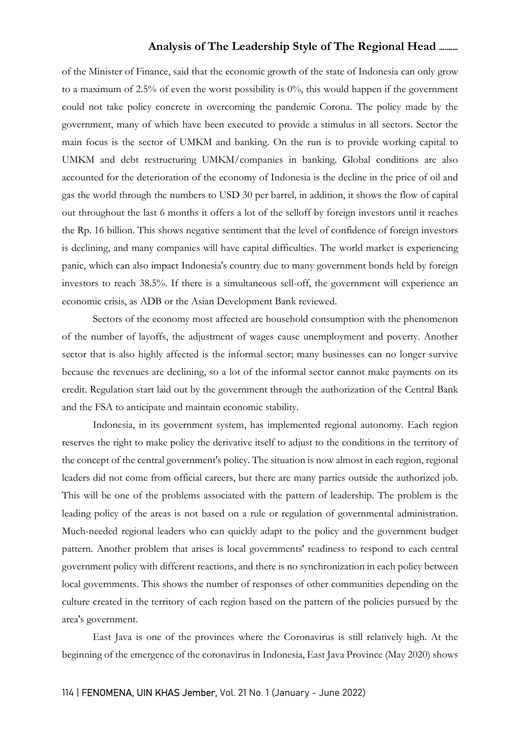of the Minister of Finance, said that the economic growth of the state of Indonesia can only grow to a maximum of 2.5% of even the worst possibility is 0%, this would happen if the government could not take policy concrete in overcoming the pandemic Corona. The policy made by the government, many of which have been executed to provide a stimulus in all sectors. Sector the main focus is the sector of UMKM and banking. On the run is to provide working capital to UMKM and debt restructuring UMKM/companies in banking. Global conditions are also accounted for the deterioration of the economy of Indonesia is the decline in the price of oil and gas the world through the numbers to USD 30 per barrel, in addition, it shows the flow of capital out throughout the last 6 months it offers a lot of the selloff by foreign investors until it reaches the Rp. 16 billion. This shows negative sentiment that the level of confidence of foreign investors is declining, and many companies will have capital difficulties. The world market is experiencing panic, which can also impact Indonesia's country due to many government bonds held by foreign investors to reach 38.5%. If there is a simultaneous sell-off, the government will experience an economic crisis, as ADB or the Asian Development Bank reviewed.

Sectors of the economy most affected are household consumption with the phenomenon of the number of layoffs, the adjustment of wages cause unemployment and poverty. Another sector that is also highly affected is the informal sector; many businesses can no longer survive because the revenues are declining, so a lot of the informal sector cannot make payments on its credit. Regulation start laid out by the government through the authorization of the Central Bank and the FSA to anticipate and maintain economic stability.

Indonesia, in its government system, has implemented regional autonomy. Each region reserves the right to make policy the derivative itself to adjust to the conditions in the territory of the concept of the central government's policy. The situation is now almost in each region, regional leaders did not come from official careers, but there are many parties outside the authorized job. This will be one of the problems associated with the pattern of leadership. The problem is the leading policy of the areas is not based on a rule or regulation of governmental administration. Much-needed regional leaders who can quickly adapt to the policy and the government budget pattern. Another problem that arises is local governments' readiness to respond to each central government policy with different reactions, and there is no synchronization in each policy between local governments. This shows the number of responses of other communities depending on the culture created in the territory of each region based on the pattern of the policies pursued by the area's government.

East Java is one of the provinces where the Coronavirus is still relatively high. At the beginning of the emergence of the coronavirus in Indonesia, East Java Province (May 2020) shows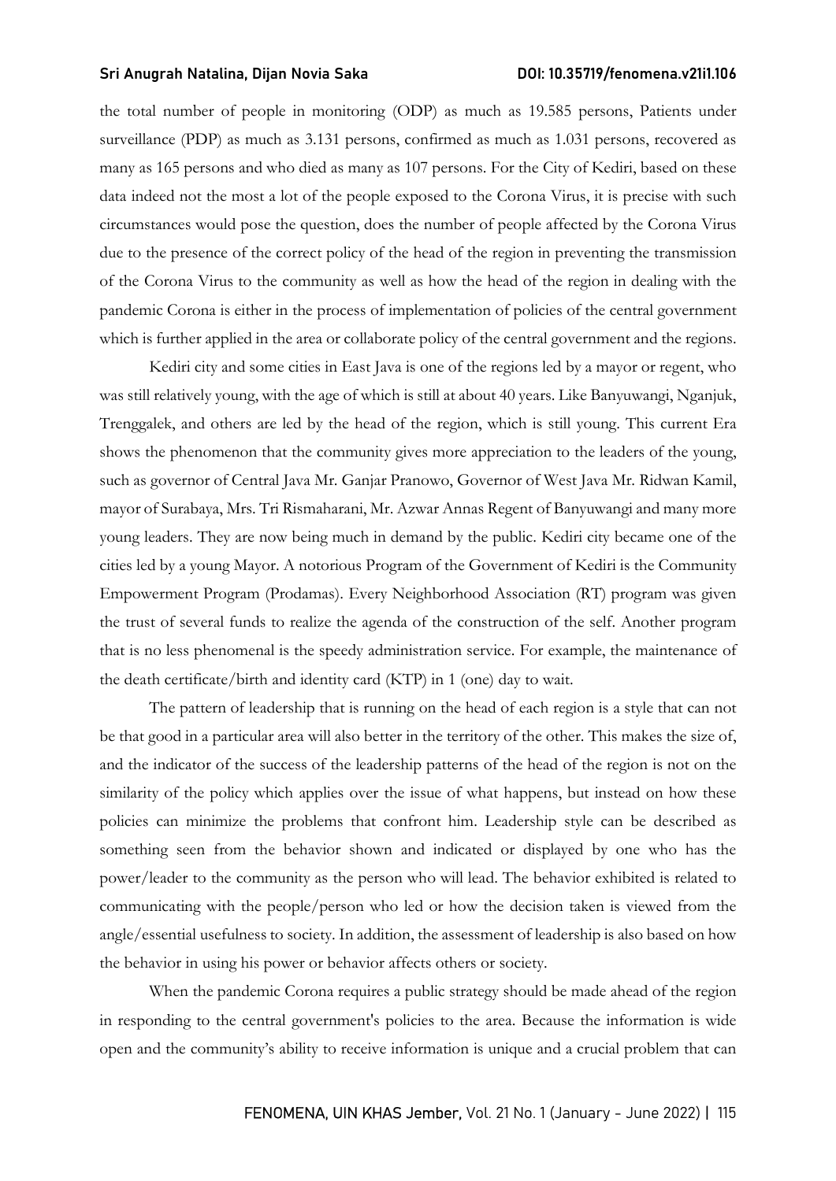the total number of people in monitoring (ODP) as much as 19.585 persons, Patients under surveillance (PDP) as much as 3.131 persons, confirmed as much as 1.031 persons, recovered as many as 165 persons and who died as many as 107 persons. For the City of Kediri, based on these data indeed not the most a lot of the people exposed to the Corona Virus, it is precise with such circumstances would pose the question, does the number of people affected by the Corona Virus due to the presence of the correct policy of the head of the region in preventing the transmission of the Corona Virus to the community as well as how the head of the region in dealing with the pandemic Corona is either in the process of implementation of policies of the central government which is further applied in the area or collaborate policy of the central government and the regions.

Kediri city and some cities in East Java is one of the regions led by a mayor or regent, who was still relatively young, with the age of which is still at about 40 years. Like Banyuwangi, Nganjuk, Trenggalek, and others are led by the head of the region, which is still young. This current Era shows the phenomenon that the community gives more appreciation to the leaders of the young, such as governor of Central Java Mr. Ganjar Pranowo, Governor of West Java Mr. Ridwan Kamil, mayor of Surabaya, Mrs. Tri Rismaharani, Mr. Azwar Annas Regent of Banyuwangi and many more young leaders. They are now being much in demand by the public. Kediri city became one of the cities led by a young Mayor. A notorious Program of the Government of Kediri is the Community Empowerment Program (Prodamas). Every Neighborhood Association (RT) program was given the trust of several funds to realize the agenda of the construction of the self. Another program that is no less phenomenal is the speedy administration service. For example, the maintenance of the death certificate/birth and identity card (KTP) in 1 (one) day to wait.

The pattern of leadership that is running on the head of each region is a style that can not be that good in a particular area will also better in the territory of the other. This makes the size of, and the indicator of the success of the leadership patterns of the head of the region is not on the similarity of the policy which applies over the issue of what happens, but instead on how these policies can minimize the problems that confront him. Leadership style can be described as something seen from the behavior shown and indicated or displayed by one who has the power/leader to the community as the person who will lead. The behavior exhibited is related to communicating with the people/person who led or how the decision taken is viewed from the angle/essential usefulness to society. In addition, the assessment of leadership is also based on how the behavior in using his power or behavior affects others or society.

When the pandemic Corona requires a public strategy should be made ahead of the region in responding to the central government's policies to the area. Because the information is wide open and the community's ability to receive information is unique and a crucial problem that can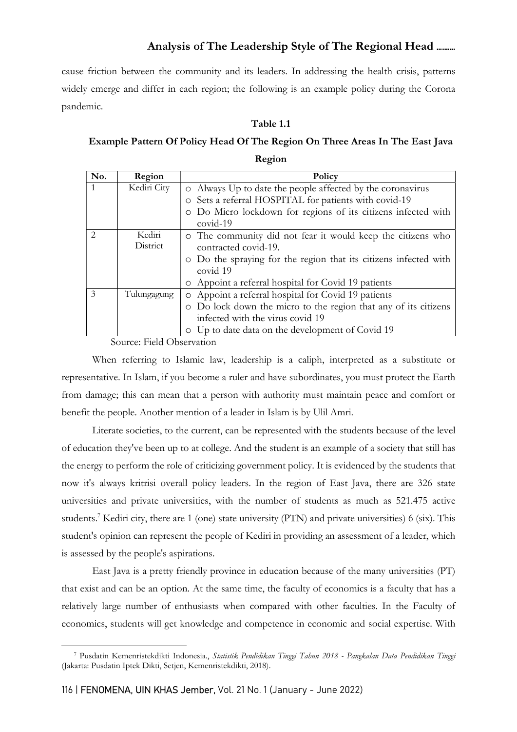cause friction between the community and its leaders. In addressing the health crisis, patterns widely emerge and differ in each region; the following is an example policy during the Corona pandemic.

**Table 1.1**

**Example Pattern Of Policy Head Of The Region On Three Areas In The East Java Region**

| No. | Region | Policy |
|---|---|---|
| 1 | Kediri City | ○ Always Up to date the people affected by the coronavirus<br>○ Sets a referral HOSPITAL for patients with covid-19<br>○ Do Micro lockdown for regions of its citizens infected with covid-19 |
| 2 | Kediri District | ○ The community did not fear it would keep the citizens who contracted covid-19.<br>○ Do the spraying for the region that its citizens infected with covid 19<br>○ Appoint a referral hospital for Covid 19 patients |
| 3 | Tulungagung | ○ Appoint a referral hospital for Covid 19 patients<br>○ Do lock down the micro to the region that any of its citizens infected with the virus covid 19<br>○ Up to date data on the development of Covid 19 |

Source: Field Observation

When referring to Islamic law, leadership is a caliph, interpreted as a substitute or representative. In Islam, if you become a ruler and have subordinates, you must protect the Earth from damage; this can mean that a person with authority must maintain peace and comfort or benefit the people. Another mention of a leader in Islam is by Ulil Amri.

Literate societies, to the current, can be represented with the students because of the level of education they've been up to at college. And the student is an example of a society that still has the energy to perform the role of criticizing government policy. It is evidenced by the students that now it's always kritrisi overall policy leaders. In the region of East Java, there are 326 state universities and private universities, with the number of students as much as 521.475 active students.[7] Kediri city, there are 1 (one) state university (PTN) and private universities) 6 (six). This student's opinion can represent the people of Kediri in providing an assessment of a leader, which is assessed by the people's aspirations.

East Java is a pretty friendly province in education because of the many universities (PT) that exist and can be an option. At the same time, the faculty of economics is a faculty that has a relatively large number of enthusiasts when compared with other faculties. In the Faculty of economics, students will get knowledge and competence in economic and social expertise. With

[7] Pusdatin Kemenristekdikti Indonesia., *Statistik Pendidikan Tinggi Tahun 2018 - Pangkalan Data Pendidikan Tinggi* (Jakarta: Pusdatin Iptek Dikti, Setjen, Kemenristekdikti, 2018).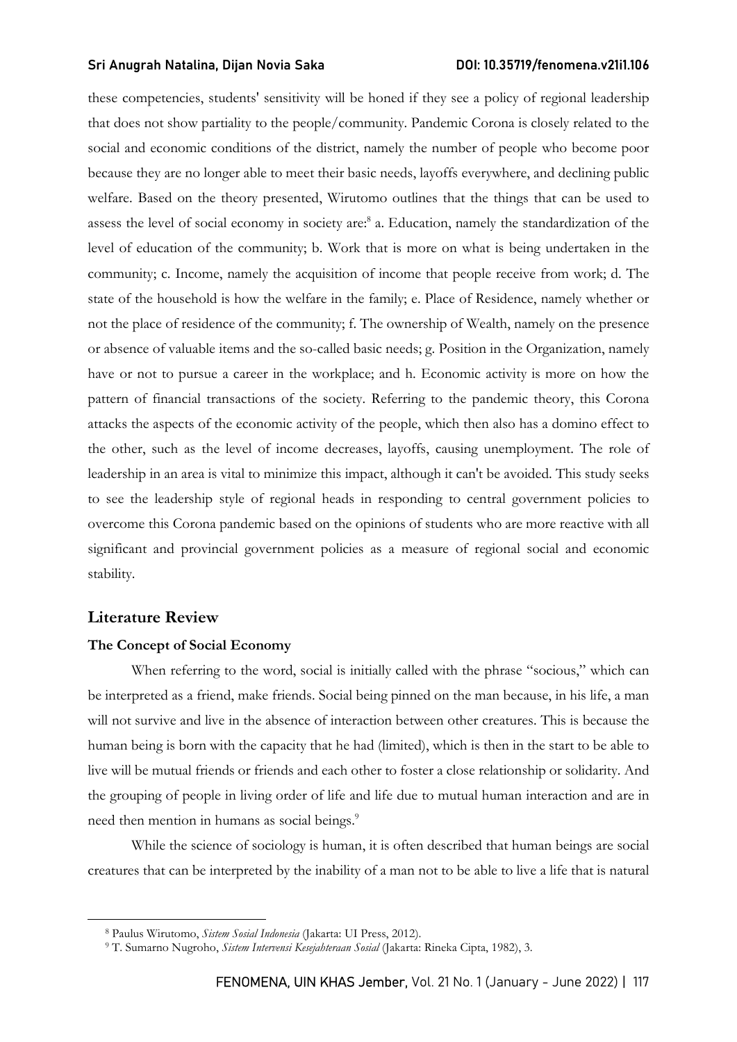these competencies, students' sensitivity will be honed if they see a policy of regional leadership that does not show partiality to the people/community. Pandemic Corona is closely related to the social and economic conditions of the district, namely the number of people who become poor because they are no longer able to meet their basic needs, layoffs everywhere, and declining public welfare. Based on the theory presented, Wirutomo outlines that the things that can be used to assess the level of social economy in society are:[8] a. Education, namely the standardization of the level of education of the community; b. Work that is more on what is being undertaken in the community; c. Income, namely the acquisition of income that people receive from work; d. The state of the household is how the welfare in the family; e. Place of Residence, namely whether or not the place of residence of the community; f. The ownership of Wealth, namely on the presence or absence of valuable items and the so-called basic needs; g. Position in the Organization, namely have or not to pursue a career in the workplace; and h. Economic activity is more on how the pattern of financial transactions of the society. Referring to the pandemic theory, this Corona attacks the aspects of the economic activity of the people, which then also has a domino effect to the other, such as the level of income decreases, layoffs, causing unemployment. The role of leadership in an area is vital to minimize this impact, although it can't be avoided. This study seeks to see the leadership style of regional heads in responding to central government policies to overcome this Corona pandemic based on the opinions of students who are more reactive with all significant and provincial government policies as a measure of regional social and economic stability.

## Literature Review

### The Concept of Social Economy

When referring to the word, social is initially called with the phrase "socious," which can be interpreted as a friend, make friends. Social being pinned on the man because, in his life, a man will not survive and live in the absence of interaction between other creatures. This is because the human being is born with the capacity that he had (limited), which is then in the start to be able to live will be mutual friends or friends and each other to foster a close relationship or solidarity. And the grouping of people in living order of life and life due to mutual human interaction and are in need then mention in humans as social beings.[9]

While the science of sociology is human, it is often described that human beings are social creatures that can be interpreted by the inability of a man not to be able to live a life that is natural

---

[8] Paulus Wirutomo, *Sistem Sosial Indonesia* (Jakarta: UI Press, 2012).

[9] T. Sumarno Nugroho, *Sistem Intervensi Kesejahteraan Sosial* (Jakarta: Rineka Cipta, 1982), 3.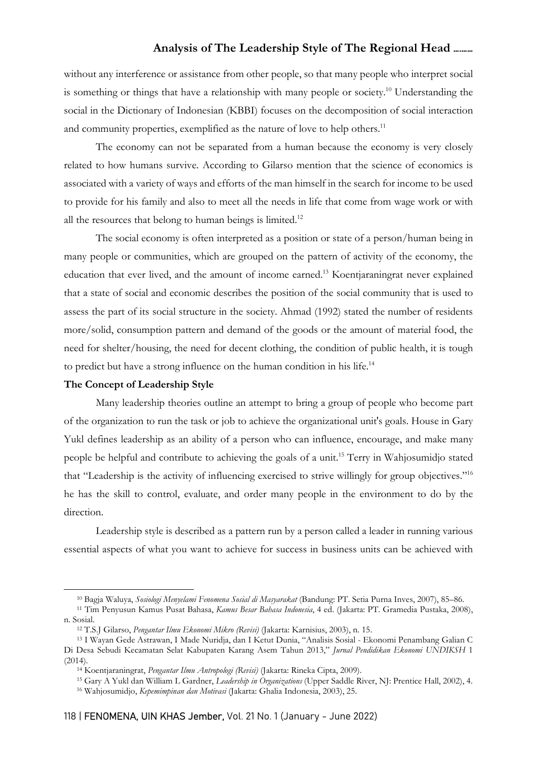without any interference or assistance from other people, so that many people who interpret social is something or things that have a relationship with many people or society.[10] Understanding the social in the Dictionary of Indonesian (KBBI) focuses on the decomposition of social interaction and community properties, exemplified as the nature of love to help others.[11]

The economy can not be separated from a human because the economy is very closely related to how humans survive. According to Gilarso mention that the science of economics is associated with a variety of ways and efforts of the man himself in the search for income to be used to provide for his family and also to meet all the needs in life that come from wage work or with all the resources that belong to human beings is limited.[12]

The social economy is often interpreted as a position or state of a person/human being in many people or communities, which are grouped on the pattern of activity of the economy, the education that ever lived, and the amount of income earned.[13] Koentjaraningrat never explained that a state of social and economic describes the position of the social community that is used to assess the part of its social structure in the society. Ahmad (1992) stated the number of residents more/solid, consumption pattern and demand of the goods or the amount of material food, the need for shelter/housing, the need for decent clothing, the condition of public health, it is tough to predict but have a strong influence on the human condition in his life.[14]

**The Concept of Leadership Style**

Many leadership theories outline an attempt to bring a group of people who become part of the organization to run the task or job to achieve the organizational unit's goals. House in Gary Yukl defines leadership as an ability of a person who can influence, encourage, and make many people be helpful and contribute to achieving the goals of a unit.[15] Terry in Wahjosumidjo stated that "Leadership is the activity of influencing exercised to strive willingly for group objectives."[16] he has the skill to control, evaluate, and order many people in the environment to do by the direction.

Leadership style is described as a pattern run by a person called a leader in running various essential aspects of what you want to achieve for success in business units can be achieved with

---

[10] Bagja Waluya, *Sosiologi Menyelami Fenomena Sosial di Masyarakat* (Bandung: PT. Setia Purna Inves, 2007), 85–86.

[11] Tim Penyusun Kamus Pusat Bahasa, *Kamus Besar Bahasa Indonesia*, 4 ed. (Jakarta: PT. Gramedia Pustaka, 2008), n. Sosial.

[12] T.S.J Gilarso, *Pengantar Ilmu Ekonomi Mikro (Revisi)* (Jakarta: Karnisius, 2003), n. 15.

[13] I Wayan Gede Astrawan, I Made Nuridja, dan I Ketut Dunia, "Analisis Sosial - Ekonomi Penambang Galian C Di Desa Sebudi Kecamatan Selat Kabupaten Karang Asem Tahun 2013," *Jurnal Pendidikan Ekonomi UNDIKSH* 1 (2014).

[14] Koentjaraningrat, *Pengantar Ilmu Antropologi (Revisi)* (Jakarta: Rineka Cipta, 2009).

[15] Gary A Yukl dan William L Gardner, *Leadership in Organizations* (Upper Saddle River, NJ: Prentice Hall, 2002), 4.

[16] Wahjosumidjo, *Kepemimpinan dan Motivasi* (Jakarta: Ghalia Indonesia, 2003), 25.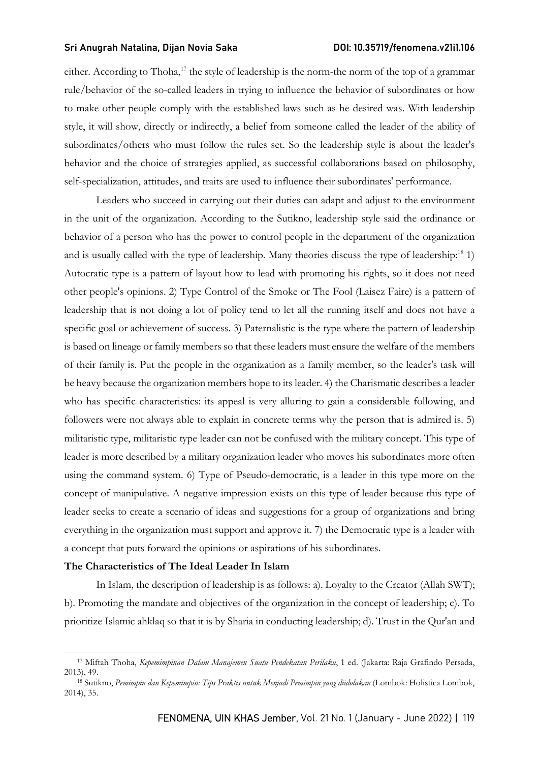either. According to Thoha,[17] the style of leadership is the norm-the norm of the top of a grammar rule/behavior of the so-called leaders in trying to influence the behavior of subordinates or how to make other people comply with the established laws such as he desired was. With leadership style, it will show, directly or indirectly, a belief from someone called the leader of the ability of subordinates/others who must follow the rules set. So the leadership style is about the leader's behavior and the choice of strategies applied, as successful collaborations based on philosophy, self-specialization, attitudes, and traits are used to influence their subordinates' performance.

Leaders who succeed in carrying out their duties can adapt and adjust to the environment in the unit of the organization. According to the Sutikno, leadership style said the ordinance or behavior of a person who has the power to control people in the department of the organization and is usually called with the type of leadership. Many theories discuss the type of leadership:[18] 1) Autocratic type is a pattern of layout how to lead with promoting his rights, so it does not need other people's opinions. 2) Type Control of the Smoke or The Fool (Laisez Faire) is a pattern of leadership that is not doing a lot of policy tend to let all the running itself and does not have a specific goal or achievement of success. 3) Paternalistic is the type where the pattern of leadership is based on lineage or family members so that these leaders must ensure the welfare of the members of their family is. Put the people in the organization as a family member, so the leader's task will be heavy because the organization members hope to its leader. 4) the Charismatic describes a leader who has specific characteristics: its appeal is very alluring to gain a considerable following, and followers were not always able to explain in concrete terms why the person that is admired is. 5) militaristic type, militaristic type leader can not be confused with the military concept. This type of leader is more described by a military organization leader who moves his subordinates more often using the command system. 6) Type of Pseudo-democratic, is a leader in this type more on the concept of manipulative. A negative impression exists on this type of leader because this type of leader seeks to create a scenario of ideas and suggestions for a group of organizations and bring everything in the organization must support and approve it. 7) the Democratic type is a leader with a concept that puts forward the opinions or aspirations of his subordinates.

**The Characteristics of The Ideal Leader In Islam**

In Islam, the description of leadership is as follows: a). Loyalty to the Creator (Allah SWT); b). Promoting the mandate and objectives of the organization in the concept of leadership; c). To prioritize Islamic ahklaq so that it is by Sharia in conducting leadership; d). Trust in the Qur'an and

---

[17] Miftah Thoha, *Kepemimpinan Dalam Manajemen Suatu Pendekatan Perilaku*, 1 ed. (Jakarta: Raja Grafindo Persada, 2013), 49.

[18] Sutikno, *Pemimpin dan Kepemimpin: Tips Praktis untuk Menjadi Pemimpin yang diidolakan* (Lombok: Holistica Lombok, 2014), 35.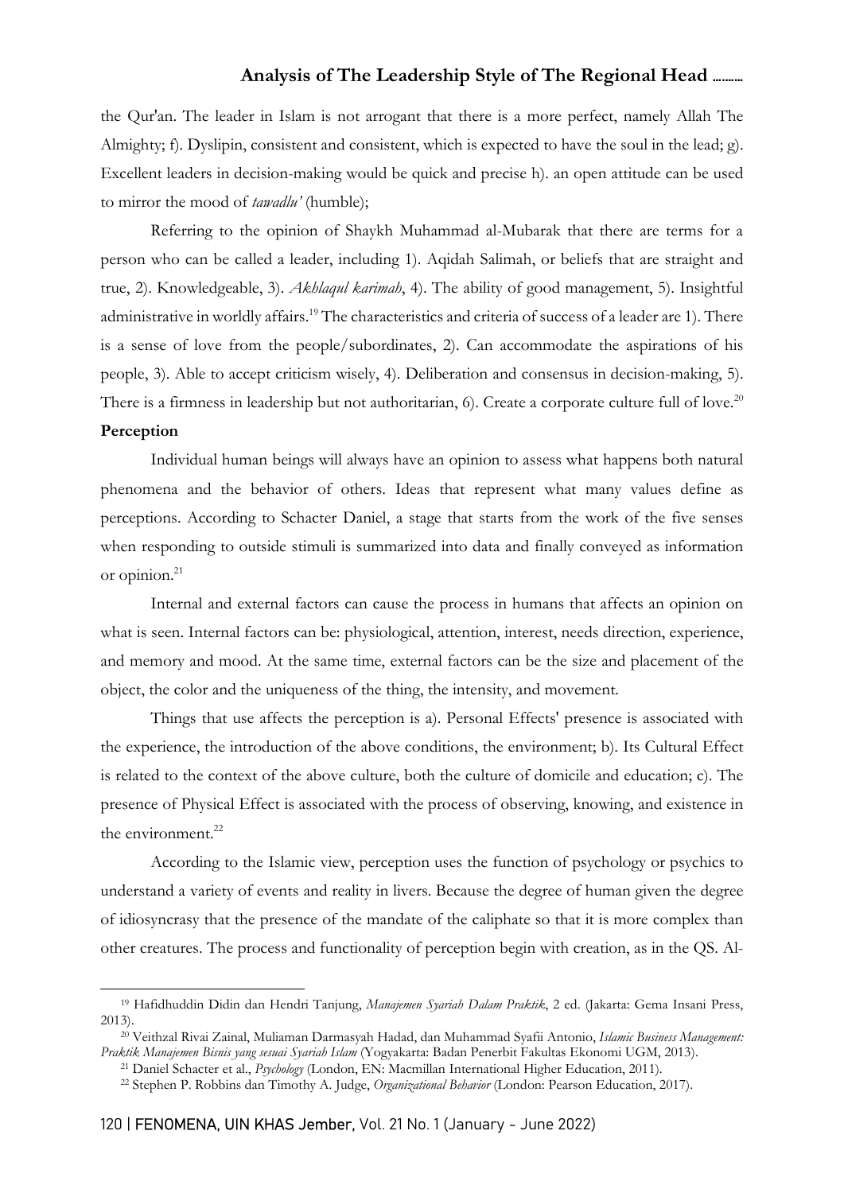the Qur'an. The leader in Islam is not arrogant that there is a more perfect, namely Allah The Almighty; f). Dyslipin, consistent and consistent, which is expected to have the soul in the lead; g). Excellent leaders in decision-making would be quick and precise h). an open attitude can be used to mirror the mood of *tawadlu'* (humble);

Referring to the opinion of Shaykh Muhammad al-Mubarak that there are terms for a person who can be called a leader, including 1). Aqidah Salimah, or beliefs that are straight and true, 2). Knowledgeable, 3). *Akhlaqul karimah*, 4). The ability of good management, 5). Insightful administrative in worldly affairs.[19] The characteristics and criteria of success of a leader are 1). There is a sense of love from the people/subordinates, 2). Can accommodate the aspirations of his people, 3). Able to accept criticism wisely, 4). Deliberation and consensus in decision-making, 5). There is a firmness in leadership but not authoritarian, 6). Create a corporate culture full of love.[20]

**Perception**

Individual human beings will always have an opinion to assess what happens both natural phenomena and the behavior of others. Ideas that represent what many values define as perceptions. According to Schacter Daniel, a stage that starts from the work of the five senses when responding to outside stimuli is summarized into data and finally conveyed as information or opinion.[21]

Internal and external factors can cause the process in humans that affects an opinion on what is seen. Internal factors can be: physiological, attention, interest, needs direction, experience, and memory and mood. At the same time, external factors can be the size and placement of the object, the color and the uniqueness of the thing, the intensity, and movement.

Things that use affects the perception is a). Personal Effects' presence is associated with the experience, the introduction of the above conditions, the environment; b). Its Cultural Effect is related to the context of the above culture, both the culture of domicile and education; c). The presence of Physical Effect is associated with the process of observing, knowing, and existence in the environment.[22]

According to the Islamic view, perception uses the function of psychology or psychics to understand a variety of events and reality in livers. Because the degree of human given the degree of idiosyncrasy that the presence of the mandate of the caliphate so that it is more complex than other creatures. The process and functionality of perception begin with creation, as in the QS. Al-

---

[19] Hafidhuddin Didin dan Hendri Tanjung, *Manajemen Syariah Dalam Praktik*, 2 ed. (Jakarta: Gema Insani Press, 2013).

[20] Veithzal Rivai Zainal, Muliaman Darmasyah Hadad, dan Muhammad Syafii Antonio, *Islamic Business Management: Praktik Manajemen Bisnis yang sesuai Syariah Islam* (Yogyakarta: Badan Penerbit Fakultas Ekonomi UGM, 2013).

[21] Daniel Schacter et al., *Psychology* (London, EN: Macmillan International Higher Education, 2011).

[22] Stephen P. Robbins dan Timothy A. Judge, *Organizational Behavior* (London: Pearson Education, 2017).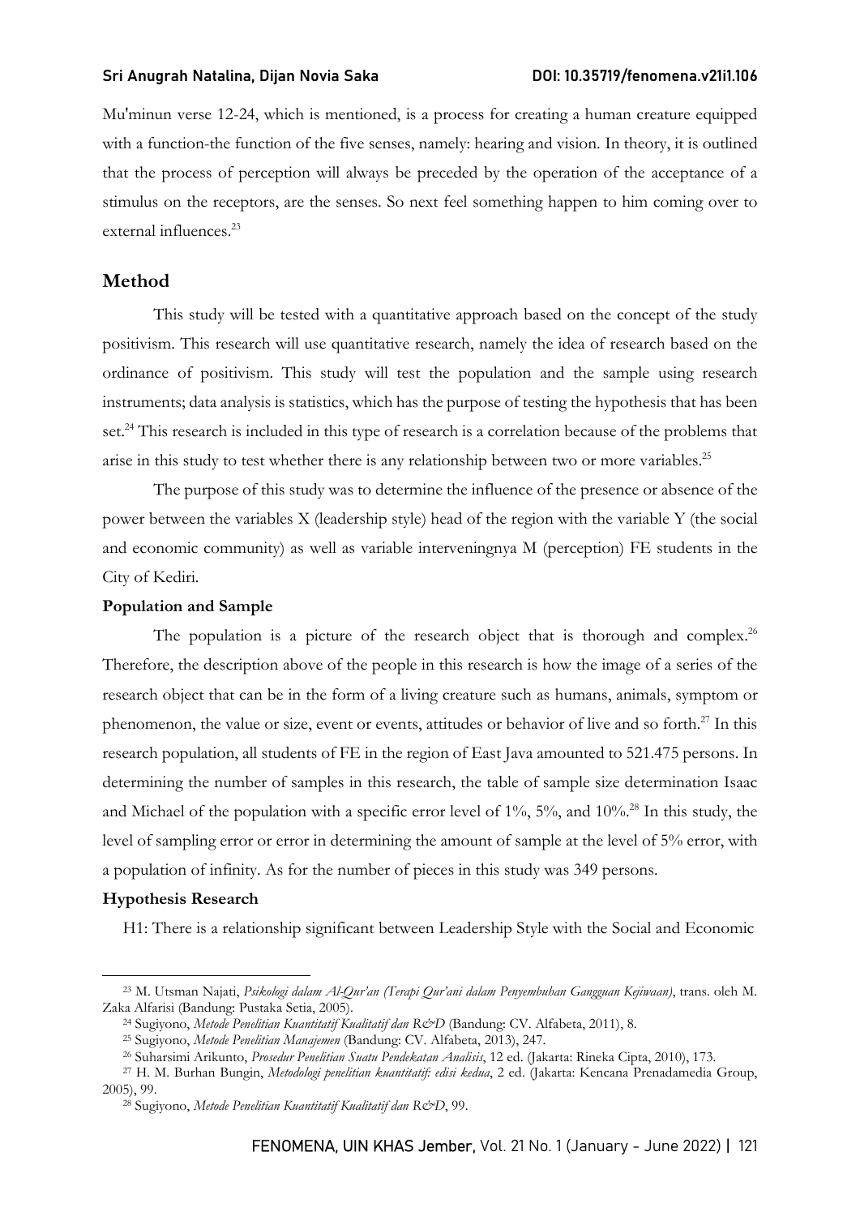Mu'minun verse 12-24, which is mentioned, is a process for creating a human creature equipped with a function-the function of the five senses, namely: hearing and vision. In theory, it is outlined that the process of perception will always be preceded by the operation of the acceptance of a stimulus on the receptors, are the senses. So next feel something happen to him coming over to external influences.[23]

## Method

This study will be tested with a quantitative approach based on the concept of the study positivism. This research will use quantitative research, namely the idea of research based on the ordinance of positivism. This study will test the population and the sample using research instruments; data analysis is statistics, which has the purpose of testing the hypothesis that has been set.[24] This research is included in this type of research is a correlation because of the problems that arise in this study to test whether there is any relationship between two or more variables.[25]

The purpose of this study was to determine the influence of the presence or absence of the power between the variables X (leadership style) head of the region with the variable Y (the social and economic community) as well as variable interveningnya M (perception) FE students in the City of Kediri.

**Population and Sample**

The population is a picture of the research object that is thorough and complex.[26] Therefore, the description above of the people in this research is how the image of a series of the research object that can be in the form of a living creature such as humans, animals, symptom or phenomenon, the value or size, event or events, attitudes or behavior of live and so forth.[27] In this research population, all students of FE in the region of East Java amounted to 521.475 persons. In determining the number of samples in this research, the table of sample size determination Isaac and Michael of the population with a specific error level of 1%, 5%, and 10%.[28] In this study, the level of sampling error or error in determining the amount of sample at the level of 5% error, with a population of infinity. As for the number of pieces in this study was 349 persons.

**Hypothesis Research**

H1: There is a relationship significant between Leadership Style with the Social and Economic

---

[23] M. Utsman Najati, *Psikologi dalam Al-Qur'an (Terapi Qur'ani dalam Penyembuhan Gangguan Kejiwaan)*, trans. oleh M. Zaka Alfarisi (Bandung: Pustaka Setia, 2005).

[24] Sugiyono, *Metode Penelitian Kuantitatif Kualitatif dan R&D* (Bandung: CV. Alfabeta, 2011), 8.

[25] Sugiyono, *Metode Penelitian Manajemen* (Bandung: CV. Alfabeta, 2013), 247.

[26] Suharsimi Arikunto, *Prosedur Penelitian Suatu Pendekatan Analisis*, 12 ed. (Jakarta: Rineka Cipta, 2010), 173.

[27] H. M. Burhan Bungin, *Metodologi penelitian kuantitatif: edisi kedua*, 2 ed. (Jakarta: Kencana Prenadamedia Group, 2005), 99.

[28] Sugiyono, *Metode Penelitian Kuantitatif Kualitatif dan R&D*, 99.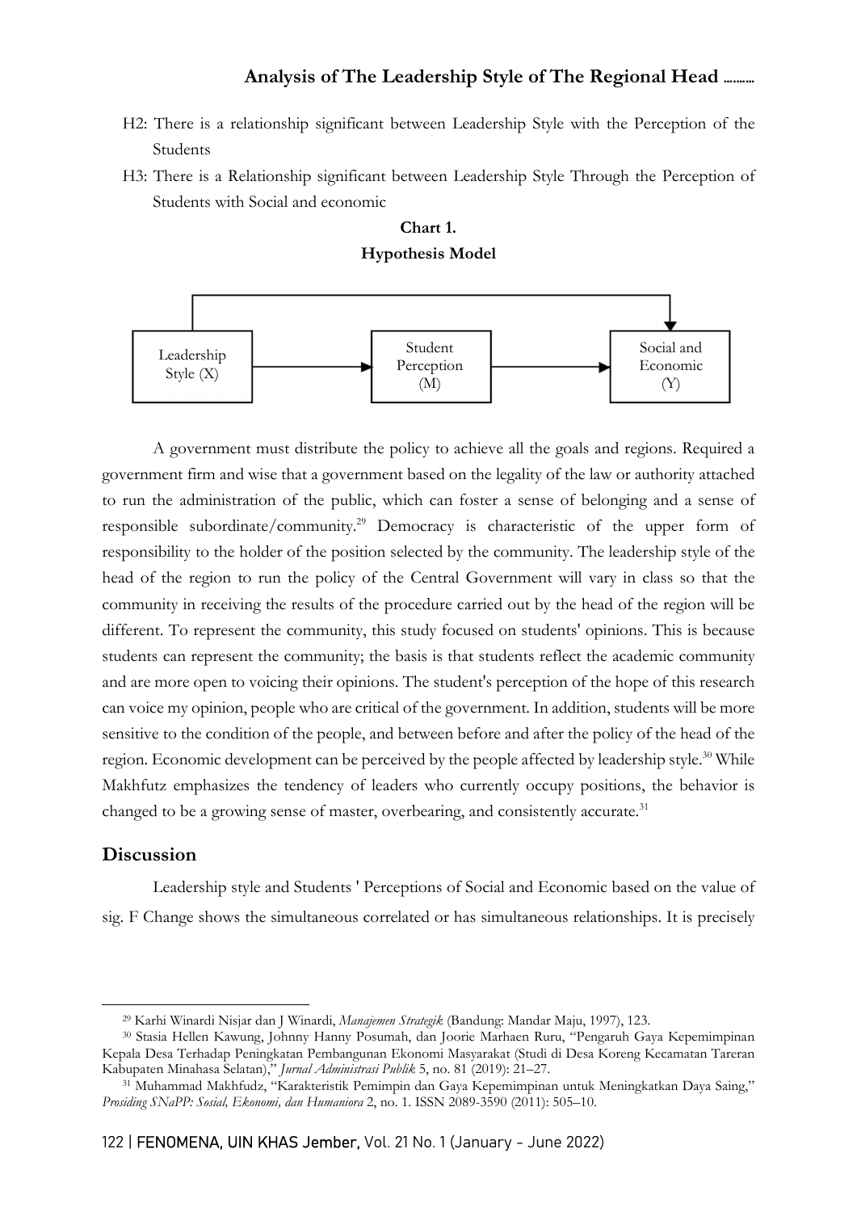H2: There is a relationship significant between Leadership Style with the Perception of the Students

H3: There is a Relationship significant between Leadership Style Through the Perception of Students with Social and economic

**Chart 1.**
**Hypothesis Model**

Leadership Style (X) → Student Perception (M) → Social and Economic (Y)

A government must distribute the policy to achieve all the goals and regions. Required a government firm and wise that a government based on the legality of the law or authority attached to run the administration of the public, which can foster a sense of belonging and a sense of responsible subordinate/community.[29] Democracy is characteristic of the upper form of responsibility to the holder of the position selected by the community. The leadership style of the head of the region to run the policy of the Central Government will vary in class so that the community in receiving the results of the procedure carried out by the head of the region will be different. To represent the community, this study focused on students' opinions. This is because students can represent the community; the basis is that students reflect the academic community and are more open to voicing their opinions. The student's perception of the hope of this research can voice my opinion, people who are critical of the government. In addition, students will be more sensitive to the condition of the people, and between before and after the policy of the head of the region. Economic development can be perceived by the people affected by leadership style.[30] While Makhfutz emphasizes the tendency of leaders who currently occupy positions, the behavior is changed to be a growing sense of master, overbearing, and consistently accurate.[31]

## Discussion

Leadership style and Students ' Perceptions of Social and Economic based on the value of sig. F Change shows the simultaneous correlated or has simultaneous relationships. It is precisely

---

[29] Karhi Winardi Nisjar dan J Winardi, *Manajemen Strategik* (Bandung: Mandar Maju, 1997), 123.

[30] Stasia Hellen Kawung, Johnny Hanny Posumah, dan Joorie Marhaen Ruru, "Pengaruh Gaya Kepemimpinan Kepala Desa Terhadap Peningkatan Pembangunan Ekonomi Masyarakat (Studi di Desa Koreng Kecamatan Tareran Kabupaten Minahasa Selatan)," *Jurnal Administrasi Publik* 5, no. 81 (2019): 21–27.

[31] Muhammad Makhfudz, "Karakteristik Pemimpin dan Gaya Kepemimpinan untuk Meningkatkan Daya Saing," *Prosiding SNaPP: Sosial, Ekonomi, dan Humaniora* 2, no. 1. ISSN 2089-3590 (2011): 505–10.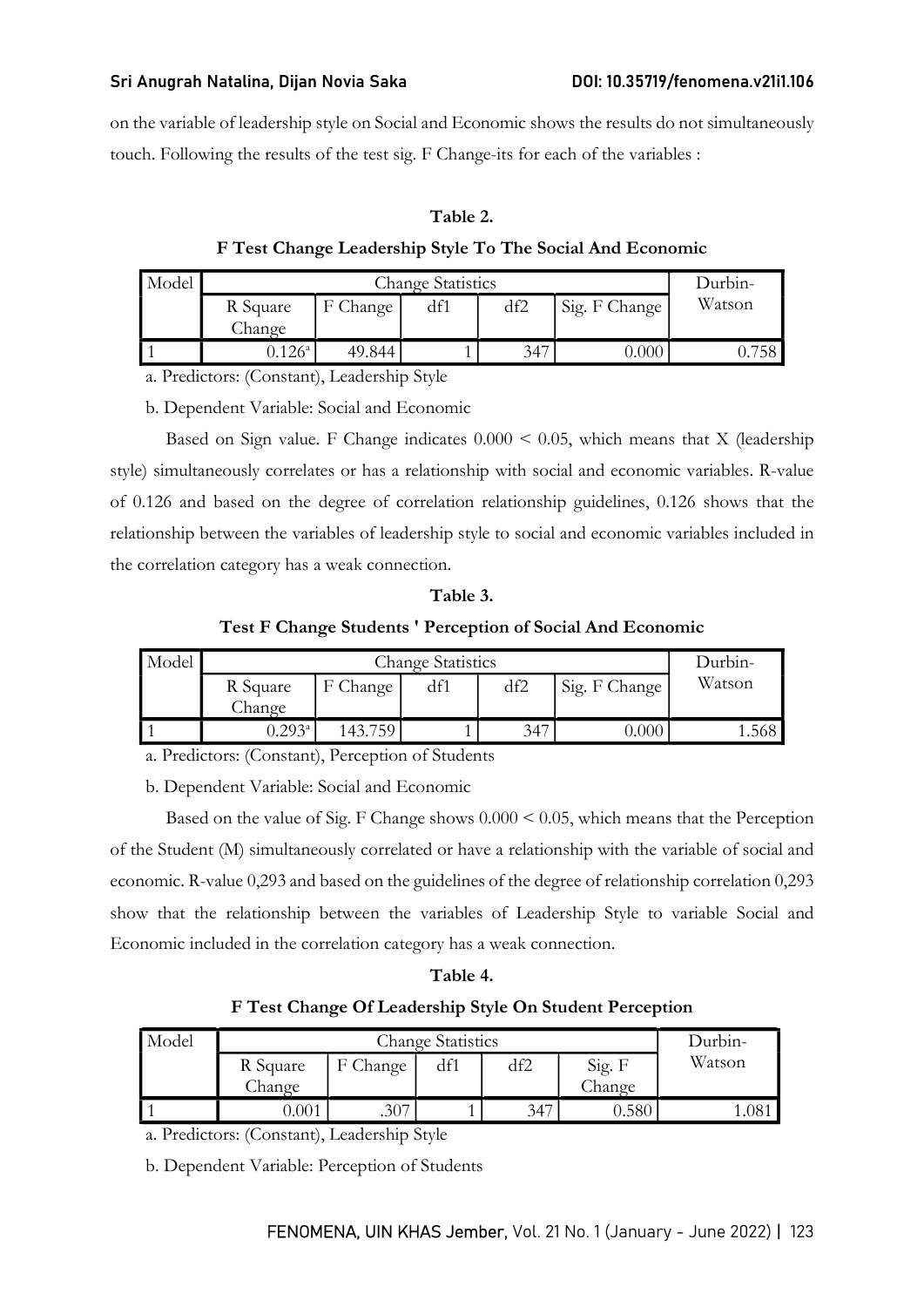on the variable of leadership style on Social and Economic shows the results do not simultaneously touch. Following the results of the test sig. F Change-its for each of the variables :

**Table 2.**

**F Test Change Leadership Style To The Social And Economic**

| Model | Change Statistics | | | | | Durbin-Watson |
|---|---|---|---|---|---|---|
| | R Square Change | F Change | df1 | df2 | Sig. F Change | |
| 1 | 0.126[a] | 49.844 | 1 | 347 | 0.000 | 0.758 |

a. Predictors: (Constant), Leadership Style

b. Dependent Variable: Social and Economic

Based on Sign value. F Change indicates 0.000 < 0.05, which means that X (leadership style) simultaneously correlates or has a relationship with social and economic variables. R-value of 0.126 and based on the degree of correlation relationship guidelines, 0.126 shows that the relationship between the variables of leadership style to social and economic variables included in the correlation category has a weak connection.

**Table 3.**

**Test F Change Students ' Perception of Social And Economic**

| Model | Change Statistics | | | | | Durbin-Watson |
|---|---|---|---|---|---|---|
| | R Square Change | F Change | df1 | df2 | Sig. F Change | |
| 1 | 0.293[a] | 143.759 | 1 | 347 | 0.000 | 1.568 |

a. Predictors: (Constant), Perception of Students

b. Dependent Variable: Social and Economic

Based on the value of Sig. F Change shows 0.000 < 0.05, which means that the Perception of the Student (M) simultaneously correlated or have a relationship with the variable of social and economic. R-value 0,293 and based on the guidelines of the degree of relationship correlation 0,293 show that the relationship between the variables of Leadership Style to variable Social and Economic included in the correlation category has a weak connection.

**Table 4.**

**F Test Change Of Leadership Style On Student Perception**

| Model | Change Statistics | | | | | Durbin-Watson |
|---|---|---|---|---|---|---|
| | R Square Change | F Change | df1 | df2 | Sig. F Change | |
| 1 | 0.001 | .307 | 1 | 347 | 0.580 | 1.081 |

a. Predictors: (Constant), Leadership Style

b. Dependent Variable: Perception of Students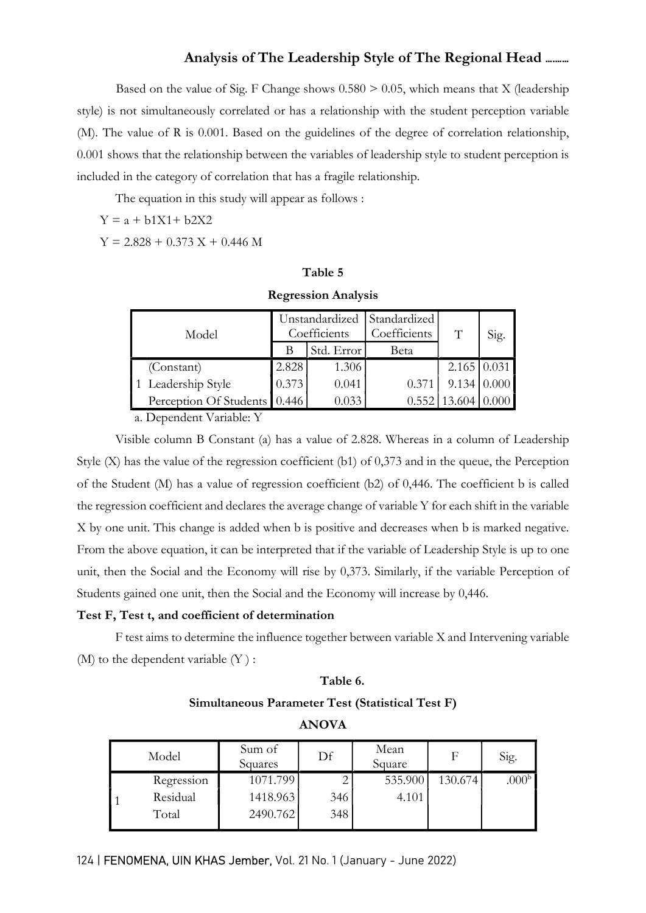Based on the value of Sig. F Change shows 0.580 > 0.05, which means that X (leadership style) is not simultaneously correlated or has a relationship with the student perception variable (M). The value of R is 0.001. Based on the guidelines of the degree of correlation relationship, 0.001 shows that the relationship between the variables of leadership style to student perception is included in the category of correlation that has a fragile relationship.

The equation in this study will appear as follows :

$Y = a + b1X1 + b2X2$

$Y = 2.828 + 0.373 X + 0.446 M$

**Table 5**

**Regression Analysis**

| Model | | Unstandardized Coefficients | | Standardized Coefficients | T | Sig. |
|---|---|---|---|---|---|---|
| | | B | Std. Error | Beta | | |
| 1 | (Constant) | 2.828 | 1.306 | | 2.165 | 0.031 |
| | Leadership Style | 0.373 | 0.041 | 0.371 | 9.134 | 0.000 |
| | Perception Of Students | 0.446 | 0.033 | 0.552 | 13.604 | 0.000 |

a. Dependent Variable: Y

Visible column B Constant (a) has a value of 2.828. Whereas in a column of Leadership Style (X) has the value of the regression coefficient (b1) of 0,373 and in the queue, the Perception of the Student (M) has a value of regression coefficient (b2) of 0,446. The coefficient b is called the regression coefficient and declares the average change of variable Y for each shift in the variable X by one unit. This change is added when b is positive and decreases when b is marked negative. From the above equation, it can be interpreted that if the variable of Leadership Style is up to one unit, then the Social and the Economy will rise by 0,373. Similarly, if the variable Perception of Students gained one unit, then the Social and the Economy will increase by 0,446.

**Test F, Test t, and coefficient of determination**

F test aims to determine the influence together between variable X and Intervening variable (M) to the dependent variable (Y ) :

**Table 6.**

**Simultaneous Parameter Test (Statistical Test F)**

**ANOVA**

| Model | | Sum of Squares | Df | Mean Square | F | Sig. |
|---|---|---|---|---|---|---|
| 1 | Regression | 1071.799 | 2 | 535.900 | 130.674 | .000[b] |
| | Residual | 1418.963 | 346 | 4.101 | | |
| | Total | 2490.762 | 348 | | | |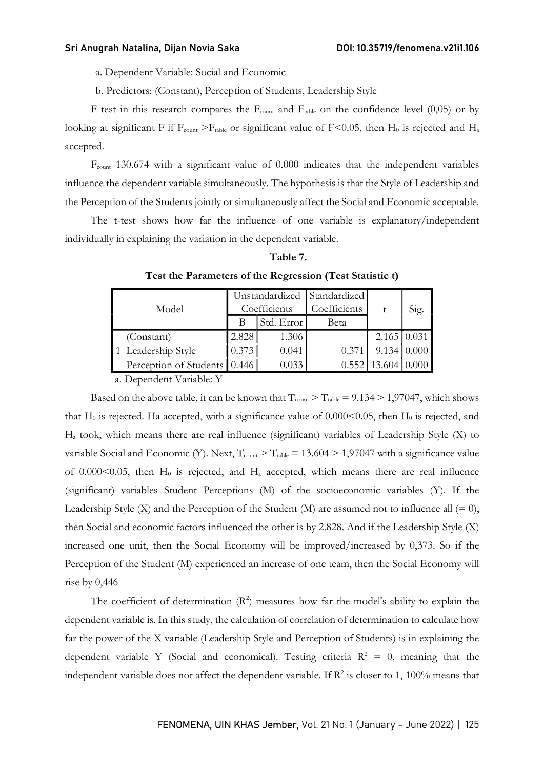a. Dependent Variable: Social and Economic

b. Predictors: (Constant), Perception of Students, Leadership Style

F test in this research compares the $F_{count}$ and $F_{table}$ on the confidence level (0,05) or by looking at significant F if $F_{count} > F_{table}$ or significant value of F<0.05, then $H_0$ is rejected and $H_a$ accepted.

$F_{count}$ 130.674 with a significant value of 0.000 indicates that the independent variables influence the dependent variable simultaneously. The hypothesis is that the Style of Leadership and the Perception of the Students jointly or simultaneously affect the Social and Economic acceptable.

The t-test shows how far the influence of one variable is explanatory/independent individually in explaining the variation in the dependent variable.

**Table 7.**

**Test the Parameters of the Regression (Test Statistic t)**

| Model | Unstandardized Coefficients | | Standardized Coefficients | t | Sig. |
|---|---|---|---|---|---|
| | B | Std. Error | Beta | | |
| 1 (Constant) | 2.828 | 1.306 | | 2.165 | 0.031 |
| Leadership Style | 0.373 | 0.041 | 0.371 | 9.134 | 0.000 |
| Perception of Students | 0.446 | 0.033 | 0.552 | 13.604 | 0.000 |

a. Dependent Variable: Y

Based on the above table, it can be known that $T_{count} > T_{table} = 9.134 > 1,97047$, which shows that $H_0$ is rejected. Ha accepted, with a significance value of 0.000<0.05, then $H_0$ is rejected, and $H_a$ took, which means there are real influence (significant) variables of Leadership Style (X) to variable Social and Economic (Y). Next, $T_{count} > T_{table} = 13.604 > 1,97047$ with a significance value of 0.000<0.05, then $H_0$ is rejected, and $H_a$ accepted, which means there are real influence (significant) variables Student Perceptions (M) of the socioeconomic variables (Y). If the Leadership Style (X) and the Perception of the Student (M) are assumed not to influence all (= 0), then Social and economic factors influenced the other is by 2.828. And if the Leadership Style (X) increased one unit, then the Social Economy will be improved/increased by 0,373. So if the Perception of the Student (M) experienced an increase of one team, then the Social Economy will rise by 0,446

The coefficient of determination ($R^2$) measures how far the model's ability to explain the dependent variable is. In this study, the calculation of correlation of determination to calculate how far the power of the X variable (Leadership Style and Perception of Students) is in explaining the dependent variable Y (Social and economical). Testing criteria $R^2 = 0$, meaning that the independent variable does not affect the dependent variable. If $R^2$ is closer to 1, 100% means that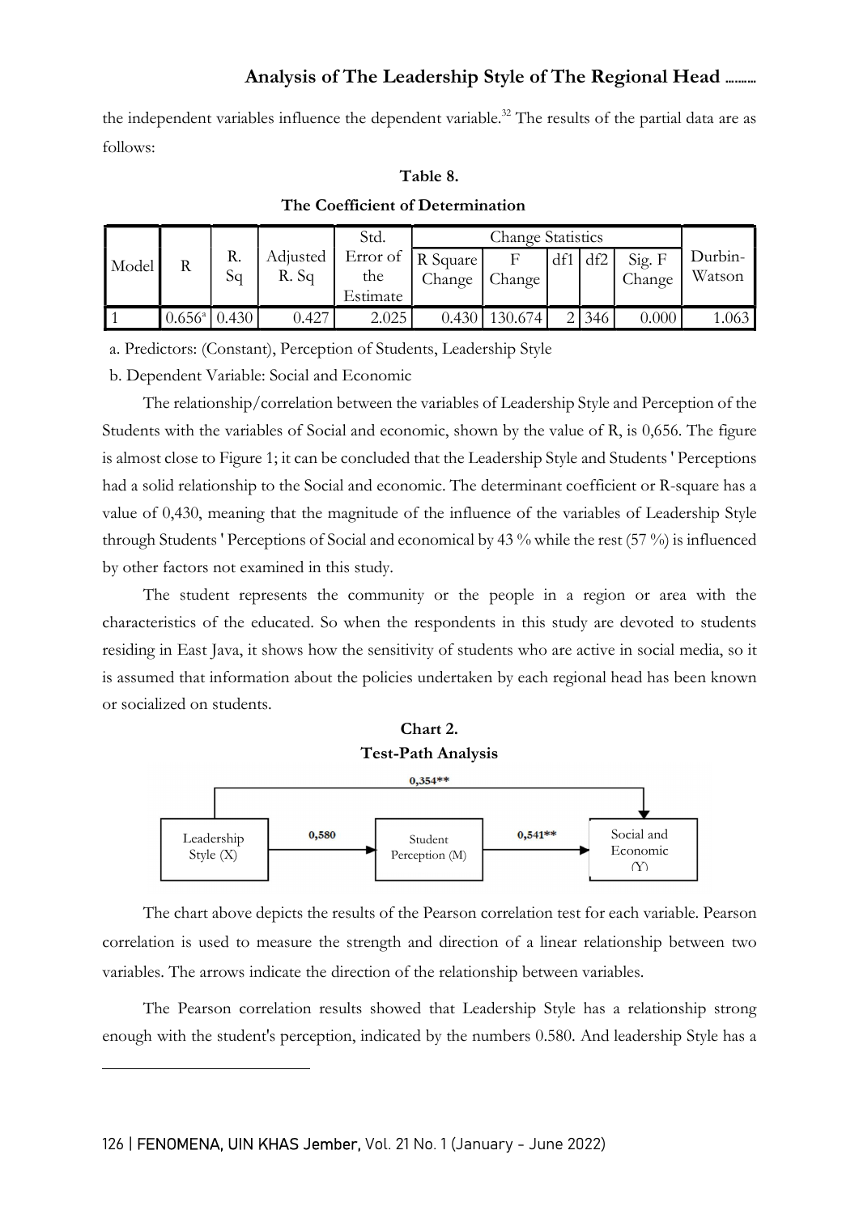the independent variables influence the dependent variable.[32] The results of the partial data are as follows:

**Table 8.**

**The Coefficient of Determination**

| Model | R | R. Sq | Adjusted R. Sq | Std. Error of the Estimate | Change Statistics | | | | | Durbin-Watson |
|---|---|---|---|---|---|---|---|---|---|---|
| | | | | | R Square Change | F Change | df1 | df2 | Sig. F Change | |
| 1 | 0.656[a] | 0.430 | 0.427 | 2.025 | 0.430 | 130.674 | 2 | 346 | 0.000 | 1.063 |

a. Predictors: (Constant), Perception of Students, Leadership Style

b. Dependent Variable: Social and Economic

The relationship/correlation between the variables of Leadership Style and Perception of the Students with the variables of Social and economic, shown by the value of R, is 0,656. The figure is almost close to Figure 1; it can be concluded that the Leadership Style and Students ' Perceptions had a solid relationship to the Social and economic. The determinant coefficient or R-square has a value of 0,430, meaning that the magnitude of the influence of the variables of Leadership Style through Students ' Perceptions of Social and economical by 43 % while the rest (57 %) is influenced by other factors not examined in this study.

The student represents the community or the people in a region or area with the characteristics of the educated. So when the respondents in this study are devoted to students residing in East Java, it shows how the sensitivity of students who are active in social media, so it is assumed that information about the policies undertaken by each regional head has been known or socialized on students.

**Chart 2.**
**Test-Path Analysis**

Leadership Style (X) → (0,580) → Student Perception (M) → (0,541**) → Social and Economic (Y)

Leadership Style (X) → (0,354**) → Social and Economic (Y)

The chart above depicts the results of the Pearson correlation test for each variable. Pearson correlation is used to measure the strength and direction of a linear relationship between two variables. The arrows indicate the direction of the relationship between variables.

The Pearson correlation results showed that Leadership Style has a relationship strong enough with the student's perception, indicated by the numbers 0.580. And leadership Style has a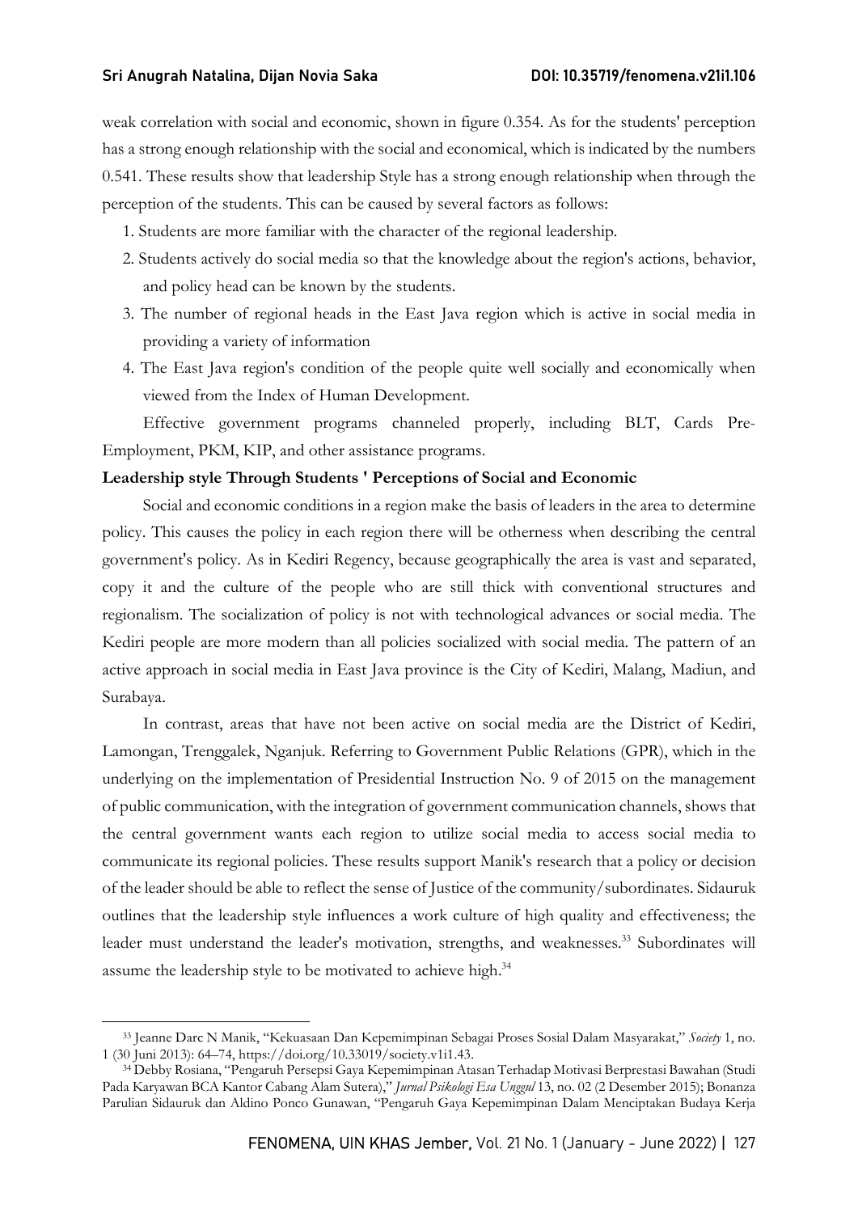weak correlation with social and economic, shown in figure 0.354. As for the students' perception has a strong enough relationship with the social and economical, which is indicated by the numbers 0.541. These results show that leadership Style has a strong enough relationship when through the perception of the students. This can be caused by several factors as follows:

1. Students are more familiar with the character of the regional leadership.
2. Students actively do social media so that the knowledge about the region's actions, behavior, and policy head can be known by the students.
3. The number of regional heads in the East Java region which is active in social media in providing a variety of information
4. The East Java region's condition of the people quite well socially and economically when viewed from the Index of Human Development.

Effective government programs channeled properly, including BLT, Cards Pre-Employment, PKM, KIP, and other assistance programs.

**Leadership style Through Students ' Perceptions of Social and Economic**

Social and economic conditions in a region make the basis of leaders in the area to determine policy. This causes the policy in each region there will be otherness when describing the central government's policy. As in Kediri Regency, because geographically the area is vast and separated, copy it and the culture of the people who are still thick with conventional structures and regionalism. The socialization of policy is not with technological advances or social media. The Kediri people are more modern than all policies socialized with social media. The pattern of an active approach in social media in East Java province is the City of Kediri, Malang, Madiun, and Surabaya.

In contrast, areas that have not been active on social media are the District of Kediri, Lamongan, Trenggalek, Nganjuk. Referring to Government Public Relations (GPR), which in the underlying on the implementation of Presidential Instruction No. 9 of 2015 on the management of public communication, with the integration of government communication channels, shows that the central government wants each region to utilize social media to access social media to communicate its regional policies. These results support Manik's research that a policy or decision of the leader should be able to reflect the sense of Justice of the community/subordinates. Sidauruk outlines that the leadership style influences a work culture of high quality and effectiveness; the leader must understand the leader's motivation, strengths, and weaknesses.[33] Subordinates will assume the leadership style to be motivated to achieve high.[34]

---

[33] Jeanne Darc N Manik, "Kekuasaan Dan Kepemimpinan Sebagai Proses Sosial Dalam Masyarakat," *Society* 1, no. 1 (30 Juni 2013): 64–74, https://doi.org/10.33019/society.v1i1.43.

[34] Debby Rosiana, "Pengaruh Persepsi Gaya Kepemimpinan Atasan Terhadap Motivasi Berprestasi Bawahan (Studi Pada Karyawan BCA Kantor Cabang Alam Sutera)," *Jurnal Psikologi Esa Unggul* 13, no. 02 (2 Desember 2015); Bonanza Parulian Sidauruk dan Aldino Ponco Gunawan, "Pengaruh Gaya Kepemimpinan Dalam Menciptakan Budaya Kerja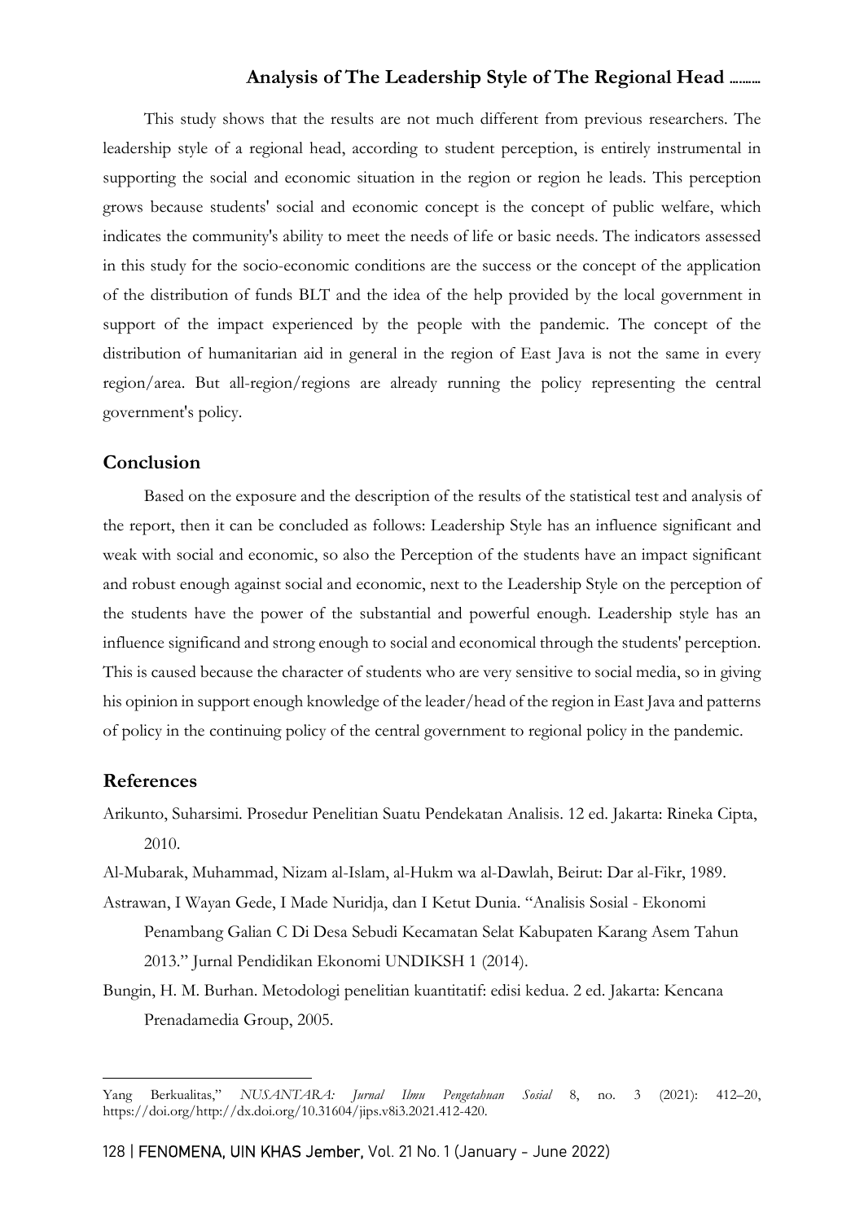This study shows that the results are not much different from previous researchers. The leadership style of a regional head, according to student perception, is entirely instrumental in supporting the social and economic situation in the region or region he leads. This perception grows because students' social and economic concept is the concept of public welfare, which indicates the community's ability to meet the needs of life or basic needs. The indicators assessed in this study for the socio-economic conditions are the success or the concept of the application of the distribution of funds BLT and the idea of the help provided by the local government in support of the impact experienced by the people with the pandemic. The concept of the distribution of humanitarian aid in general in the region of East Java is not the same in every region/area. But all-region/regions are already running the policy representing the central government's policy.

## Conclusion

Based on the exposure and the description of the results of the statistical test and analysis of the report, then it can be concluded as follows: Leadership Style has an influence significant and weak with social and economic, so also the Perception of the students have an impact significant and robust enough against social and economic, next to the Leadership Style on the perception of the students have the power of the substantial and powerful enough. Leadership style has an influence significand and strong enough to social and economical through the students' perception. This is caused because the character of students who are very sensitive to social media, so in giving his opinion in support enough knowledge of the leader/head of the region in East Java and patterns of policy in the continuing policy of the central government to regional policy in the pandemic.

## References

Arikunto, Suharsimi. Prosedur Penelitian Suatu Pendekatan Analisis. 12 ed. Jakarta: Rineka Cipta, 2010.

Al-Mubarak, Muhammad, Nizam al-Islam, al-Hukm wa al-Dawlah, Beirut: Dar al-Fikr, 1989.

Astrawan, I Wayan Gede, I Made Nuridja, dan I Ketut Dunia. "Analisis Sosial - Ekonomi Penambang Galian C Di Desa Sebudi Kecamatan Selat Kabupaten Karang Asem Tahun 2013." Jurnal Pendidikan Ekonomi UNDIKSH 1 (2014).

Bungin, H. M. Burhan. Metodologi penelitian kuantitatif: edisi kedua. 2 ed. Jakarta: Kencana Prenadamedia Group, 2005.

---

Yang Berkualitas," *NUSANTARA: Jurnal Ilmu Pengetahuan Sosial* 8, no. 3 (2021): 412–20, https://doi.org/http://dx.doi.org/10.31604/jips.v8i3.2021.412-420.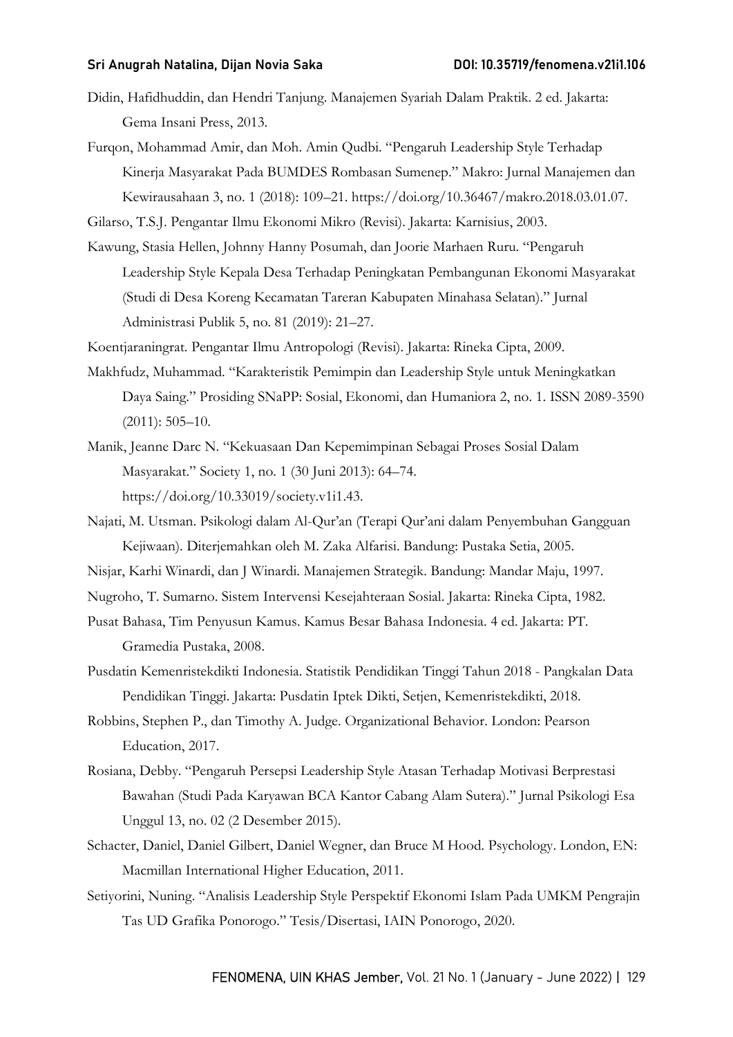Didin, Hafidhuddin, dan Hendri Tanjung. Manajemen Syariah Dalam Praktik. 2 ed. Jakarta: Gema Insani Press, 2013.

Furqon, Mohammad Amir, dan Moh. Amin Qudbi. "Pengaruh Leadership Style Terhadap Kinerja Masyarakat Pada BUMDES Rombasan Sumenep." Makro: Jurnal Manajemen dan Kewirausahaan 3, no. 1 (2018): 109–21. https://doi.org/10.36467/makro.2018.03.01.07.

Gilarso, T.S.J. Pengantar Ilmu Ekonomi Mikro (Revisi). Jakarta: Karnisius, 2003.

Kawung, Stasia Hellen, Johnny Hanny Posumah, dan Joorie Marhaen Ruru. "Pengaruh Leadership Style Kepala Desa Terhadap Peningkatan Pembangunan Ekonomi Masyarakat (Studi di Desa Koreng Kecamatan Tareran Kabupaten Minahasa Selatan)." Jurnal Administrasi Publik 5, no. 81 (2019): 21–27.

Koentjaraningrat. Pengantar Ilmu Antropologi (Revisi). Jakarta: Rineka Cipta, 2009.

Makhfudz, Muhammad. "Karakteristik Pemimpin dan Leadership Style untuk Meningkatkan Daya Saing." Prosiding SNaPP: Sosial, Ekonomi, dan Humaniora 2, no. 1. ISSN 2089-3590 (2011): 505–10.

Manik, Jeanne Darc N. "Kekuasaan Dan Kepemimpinan Sebagai Proses Sosial Dalam Masyarakat." Society 1, no. 1 (30 Juni 2013): 64–74. https://doi.org/10.33019/society.v1i1.43.

Najati, M. Utsman. Psikologi dalam Al-Qur'an (Terapi Qur'ani dalam Penyembuhan Gangguan Kejiwaan). Diterjemahkan oleh M. Zaka Alfarisi. Bandung: Pustaka Setia, 2005.

Nisjar, Karhi Winardi, dan J Winardi. Manajemen Strategik. Bandung: Mandar Maju, 1997.

Nugroho, T. Sumarno. Sistem Intervensi Kesejahteraan Sosial. Jakarta: Rineka Cipta, 1982.

Pusat Bahasa, Tim Penyusun Kamus. Kamus Besar Bahasa Indonesia. 4 ed. Jakarta: PT. Gramedia Pustaka, 2008.

Pusdatin Kemenristekdikti Indonesia. Statistik Pendidikan Tinggi Tahun 2018 - Pangkalan Data Pendidikan Tinggi. Jakarta: Pusdatin Iptek Dikti, Setjen, Kemenristekdikti, 2018.

Robbins, Stephen P., dan Timothy A. Judge. Organizational Behavior. London: Pearson Education, 2017.

Rosiana, Debby. "Pengaruh Persepsi Leadership Style Atasan Terhadap Motivasi Berprestasi Bawahan (Studi Pada Karyawan BCA Kantor Cabang Alam Sutera)." Jurnal Psikologi Esa Unggul 13, no. 02 (2 Desember 2015).

Schacter, Daniel, Daniel Gilbert, Daniel Wegner, dan Bruce M Hood. Psychology. London, EN: Macmillan International Higher Education, 2011.

Setiyorini, Nuning. "Analisis Leadership Style Perspektif Ekonomi Islam Pada UMKM Pengrajin Tas UD Grafika Ponorogo." Tesis/Disertasi, IAIN Ponorogo, 2020.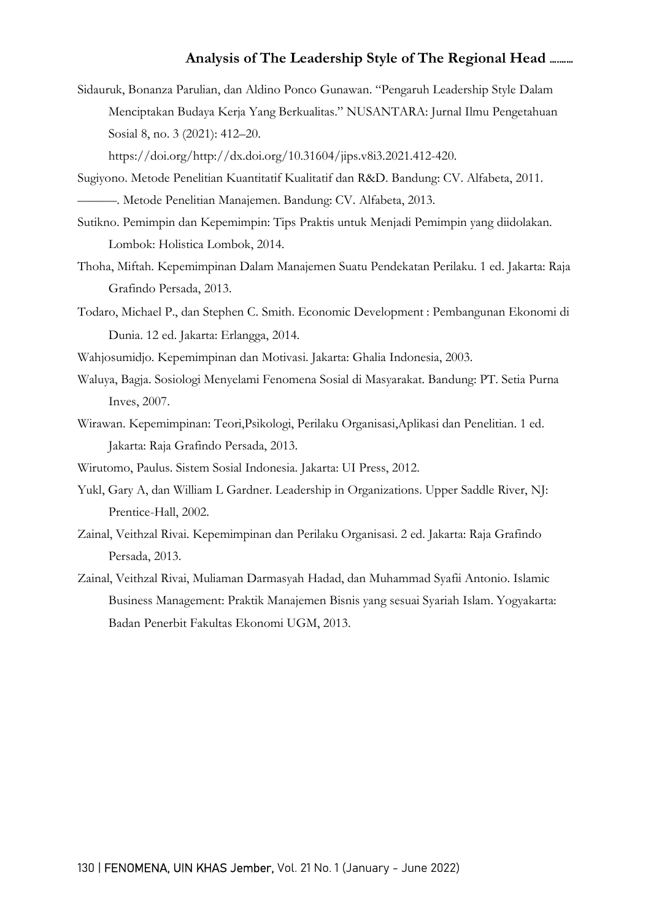Sidauruk, Bonanza Parulian, dan Aldino Ponco Gunawan. "Pengaruh Leadership Style Dalam Menciptakan Budaya Kerja Yang Berkualitas." NUSANTARA: Jurnal Ilmu Pengetahuan Sosial 8, no. 3 (2021): 412–20. https://doi.org/http://dx.doi.org/10.31604/jips.v8i3.2021.412-420.

Sugiyono. Metode Penelitian Kuantitatif Kualitatif dan R&D. Bandung: CV. Alfabeta, 2011.

———. Metode Penelitian Manajemen. Bandung: CV. Alfabeta, 2013.

Sutikno. Pemimpin dan Kepemimpin: Tips Praktis untuk Menjadi Pemimpin yang diidolakan. Lombok: Holistica Lombok, 2014.

Thoha, Miftah. Kepemimpinan Dalam Manajemen Suatu Pendekatan Perilaku. 1 ed. Jakarta: Raja Grafindo Persada, 2013.

Todaro, Michael P., dan Stephen C. Smith. Economic Development : Pembangunan Ekonomi di Dunia. 12 ed. Jakarta: Erlangga, 2014.

Wahjosumidjo. Kepemimpinan dan Motivasi. Jakarta: Ghalia Indonesia, 2003.

Waluya, Bagja. Sosiologi Menyelami Fenomena Sosial di Masyarakat. Bandung: PT. Setia Purna Inves, 2007.

Wirawan. Kepemimpinan: Teori,Psikologi, Perilaku Organisasi,Aplikasi dan Penelitian. 1 ed. Jakarta: Raja Grafindo Persada, 2013.

Wirutomo, Paulus. Sistem Sosial Indonesia. Jakarta: UI Press, 2012.

Yukl, Gary A, dan William L Gardner. Leadership in Organizations. Upper Saddle River, NJ: Prentice-Hall, 2002.

Zainal, Veithzal Rivai. Kepemimpinan dan Perilaku Organisasi. 2 ed. Jakarta: Raja Grafindo Persada, 2013.

Zainal, Veithzal Rivai, Muliaman Darmasyah Hadad, dan Muhammad Syafii Antonio. Islamic Business Management: Praktik Manajemen Bisnis yang sesuai Syariah Islam. Yogyakarta: Badan Penerbit Fakultas Ekonomi UGM, 2013.